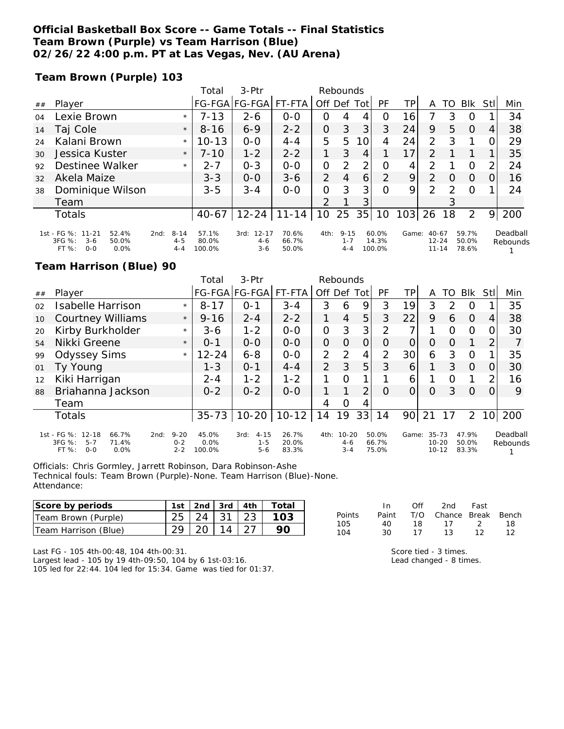**Official Basketball Box Score -- Game Totals -- Final Statistics**
**Team Brown (Purple) vs Team Harrison (Blue)**
**02/26/22 4:00 p.m. PT at Las Vegas, Nev. (AU Arena)**

**Team Brown (Purple) 103**

| ## | Player | | Total FG-FGA | 3-Ptr FG-FGA | FT-FTA | Rebounds Off | Def | Tot | PF | TP | A | TO | Blk | Stl | Min |
|---|---|---|---|---|---|---|---|---|---|---|---|---|---|---|---|
| 04 | Lexie Brown | * | 7-13 | 2-6 | 0-0 | 0 | 4 | 4 | 0 | 16 | 7 | 3 | 0 | 1 | 34 |
| 14 | Taj Cole | * | 8-16 | 6-9 | 2-2 | 0 | 3 | 3 | 3 | 24 | 9 | 5 | 0 | 4 | 38 |
| 24 | Kalani Brown | * | 10-13 | 0-0 | 4-4 | 5 | 5 | 10 | 4 | 24 | 2 | 3 | 1 | 0 | 29 |
| 30 | Jessica Kuster | * | 7-10 | 1-2 | 2-2 | 1 | 3 | 4 | 1 | 17 | 2 | 1 | 1 | 1 | 35 |
| 92 | Destinee Walker | * | 2-7 | 0-3 | 0-0 | 0 | 2 | 2 | 0 | 4 | 2 | 1 | 0 | 2 | 24 |
| 32 | Akela Maize | | 3-3 | 0-0 | 3-6 | 2 | 4 | 6 | 2 | 9 | 2 | 0 | 0 | 0 | 16 |
| 38 | Dominique Wilson | | 3-5 | 3-4 | 0-0 | 0 | 3 | 3 | 0 | 9 | 2 | 2 | 0 | 1 | 24 |
| | Team | | | | | 2 | 1 | 3 | | | | 3 | | | |
| | Totals | | 40-67 | 12-24 | 11-14 | 10 | 25 | 35 | 10 | 103 | 26 | 18 | 2 | 9 | 200 |

| | 1st | 2nd | 3rd | 4th | Game |
|---|---|---|---|---|---|
| FG % | 11-21 52.4% | 8-14 57.1% | 12-17 70.6% | 9-15 60.0% | 40-67 59.7% |
| 3FG % | 3-6 50.0% | 4-5 80.0% | 4-6 66.7% | 1-7 14.3% | 12-24 50.0% |
| FT % | 0-0 0.0% | 4-4 100.0% | 3-6 50.0% | 4-4 100.0% | 11-14 78.6% |

Deadball Rebounds: 1

**Team Harrison (Blue) 90**

| ## | Player | | Total FG-FGA | 3-Ptr FG-FGA | FT-FTA | Rebounds Off | Def | Tot | PF | TP | A | TO | Blk | Stl | Min |
|---|---|---|---|---|---|---|---|---|---|---|---|---|---|---|---|
| 02 | Isabelle Harrison | * | 8-17 | 0-1 | 3-4 | 3 | 6 | 9 | 3 | 19 | 3 | 2 | 0 | 1 | 35 |
| 10 | Courtney Williams | * | 9-16 | 2-4 | 2-2 | 1 | 4 | 5 | 3 | 22 | 9 | 6 | 0 | 4 | 38 |
| 20 | Kirby Burkholder | * | 3-6 | 1-2 | 0-0 | 0 | 3 | 3 | 2 | 7 | 1 | 0 | 0 | 0 | 30 |
| 54 | Nikki Greene | * | 0-1 | 0-0 | 0-0 | 0 | 0 | 0 | 0 | 0 | 0 | 0 | 1 | 2 | 7 |
| 99 | Odyssey Sims | * | 12-24 | 6-8 | 0-0 | 2 | 2 | 4 | 2 | 30 | 6 | 3 | 0 | 1 | 35 |
| 01 | Ty Young | | 1-3 | 0-1 | 4-4 | 2 | 3 | 5 | 3 | 6 | 1 | 3 | 0 | 0 | 30 |
| 12 | Kiki Harrigan | | 2-4 | 1-2 | 1-2 | 1 | 0 | 1 | 1 | 6 | 1 | 0 | 1 | 2 | 16 |
| 88 | Briahanna Jackson | | 0-2 | 0-2 | 0-0 | 1 | 1 | 2 | 0 | 0 | 0 | 3 | 0 | 0 | 9 |
| | Team | | | | | 4 | 0 | 4 | | | | | | | |
| | Totals | | 35-73 | 10-20 | 10-12 | 14 | 19 | 33 | 14 | 90 | 21 | 17 | 2 | 10 | 200 |

| | 1st | 2nd | 3rd | 4th | Game |
|---|---|---|---|---|---|
| FG % | 12-18 66.7% | 9-20 45.0% | 4-15 26.7% | 10-20 50.0% | 35-73 47.9% |
| 3FG % | 5-7 71.4% | 0-2 0.0% | 1-5 20.0% | 4-6 66.7% | 10-20 50.0% |
| FT % | 0-0 0.0% | 2-2 100.0% | 5-6 83.3% | 3-4 75.0% | 10-12 83.3% |

Deadball Rebounds: 1

Officials: Chris Gormley, Jarrett Robinson, Dara Robinson-Ashe
Technical fouls: Team Brown (Purple)-None. Team Harrison (Blue)-None.
Attendance:

| Score by periods | 1st | 2nd | 3rd | 4th | Total |
|---|---|---|---|---|---|
| Team Brown (Purple) | 25 | 24 | 31 | 23 | **103** |
| Team Harrison (Blue) | 29 | 20 | 14 | 27 | **90** |

| Points | In Paint | Off T/O | 2nd Chance | Fast Break | Bench |
|---|---|---|---|---|---|
| 105 | 40 | 18 | 17 | 2 | 18 |
| 104 | 30 | 17 | 13 | 12 | 12 |

Last FG - 105 4th-00:48, 104 4th-00:31.
Largest lead - 105 by 19 4th-09:50, 104 by 6 1st-03:16.
105 led for 22:44. 104 led for 15:34. Game was tied for 01:37.

Score tied - 3 times.
Lead changed - 8 times.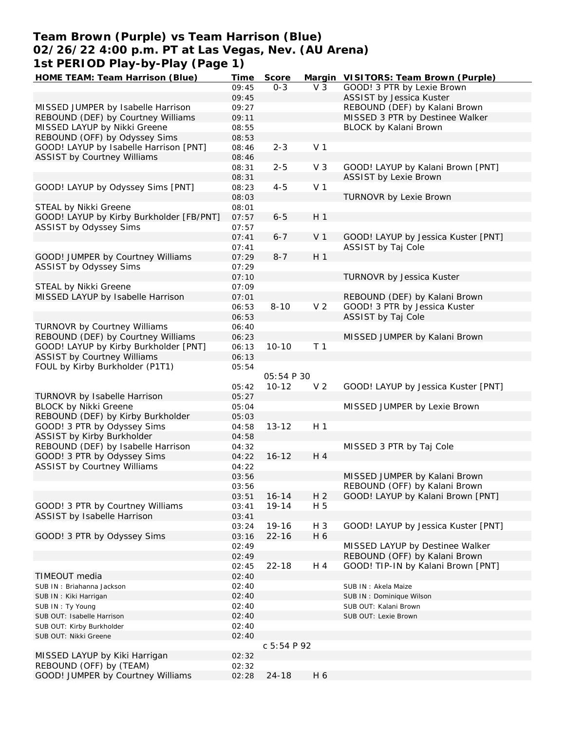**Team Brown (Purple) vs Team Harrison (Blue)**
**02/26/22 4:00 p.m. PT at Las Vegas, Nev. (AU Arena)**
**1st PERIOD Play-by-Play (Page 1)**

| HOME TEAM: Team Harrison (Blue) | Time | Score | Margin | VISITORS: Team Brown (Purple) |
|---|---|---|---|---|
| | 09:45 | 0-3 | V 3 | GOOD! 3 PTR by Lexie Brown |
| | 09:45 | | | ASSIST by Jessica Kuster |
| MISSED JUMPER by Isabelle Harrison | 09:27 | | | REBOUND (DEF) by Kalani Brown |
| REBOUND (DEF) by Courtney Williams | 09:11 | | | MISSED 3 PTR by Destinee Walker |
| MISSED LAYUP by Nikki Greene | 08:55 | | | BLOCK by Kalani Brown |
| REBOUND (OFF) by Odyssey Sims | 08:53 | | | |
| GOOD! LAYUP by Isabelle Harrison [PNT] | 08:46 | 2-3 | V 1 | |
| ASSIST by Courtney Williams | 08:46 | | | |
| | 08:31 | 2-5 | V 3 | GOOD! LAYUP by Kalani Brown [PNT] |
| | 08:31 | | | ASSIST by Lexie Brown |
| GOOD! LAYUP by Odyssey Sims [PNT] | 08:23 | 4-5 | V 1 | |
| | 08:03 | | | TURNOVR by Lexie Brown |
| STEAL by Nikki Greene | 08:01 | | | |
| GOOD! LAYUP by Kirby Burkholder [FB/PNT] | 07:57 | 6-5 | H 1 | |
| ASSIST by Odyssey Sims | 07:57 | | | |
| | 07:41 | 6-7 | V 1 | GOOD! LAYUP by Jessica Kuster [PNT] |
| | 07:41 | | | ASSIST by Taj Cole |
| GOOD! JUMPER by Courtney Williams | 07:29 | 8-7 | H 1 | |
| ASSIST by Odyssey Sims | 07:29 | | | |
| | 07:10 | | | TURNOVR by Jessica Kuster |
| STEAL by Nikki Greene | 07:09 | | | |
| MISSED LAYUP by Isabelle Harrison | 07:01 | | | REBOUND (DEF) by Kalani Brown |
| | 06:53 | 8-10 | V 2 | GOOD! 3 PTR by Jessica Kuster |
| | 06:53 | | | ASSIST by Taj Cole |
| TURNOVR by Courtney Williams | 06:40 | | | |
| REBOUND (DEF) by Courtney Williams | 06:23 | | | MISSED JUMPER by Kalani Brown |
| GOOD! LAYUP by Kirby Burkholder [PNT] | 06:13 | 10-10 | T 1 | |
| ASSIST by Courtney Williams | 06:13 | | | |
| FOUL by Kirby Burkholder (P1T1) | 05:54 | | | |
| | | 05:54 P 30 | | |
| | 05:42 | 10-12 | V 2 | GOOD! LAYUP by Jessica Kuster [PNT] |
| TURNOVR by Isabelle Harrison | 05:27 | | | |
| BLOCK by Nikki Greene | 05:04 | | | MISSED JUMPER by Lexie Brown |
| REBOUND (DEF) by Kirby Burkholder | 05:03 | | | |
| GOOD! 3 PTR by Odyssey Sims | 04:58 | 13-12 | H 1 | |
| ASSIST by Kirby Burkholder | 04:58 | | | |
| REBOUND (DEF) by Isabelle Harrison | 04:32 | | | MISSED 3 PTR by Taj Cole |
| GOOD! 3 PTR by Odyssey Sims | 04:22 | 16-12 | H 4 | |
| ASSIST by Courtney Williams | 04:22 | | | |
| | 03:56 | | | MISSED JUMPER by Kalani Brown |
| | 03:56 | | | REBOUND (OFF) by Kalani Brown |
| | 03:51 | 16-14 | H 2 | GOOD! LAYUP by Kalani Brown [PNT] |
| GOOD! 3 PTR by Courtney Williams | 03:41 | 19-14 | H 5 | |
| ASSIST by Isabelle Harrison | 03:41 | | | |
| | 03:24 | 19-16 | H 3 | GOOD! LAYUP by Jessica Kuster [PNT] |
| GOOD! 3 PTR by Odyssey Sims | 03:16 | 22-16 | H 6 | |
| | 02:49 | | | MISSED LAYUP by Destinee Walker |
| | 02:49 | | | REBOUND (OFF) by Kalani Brown |
| | 02:45 | 22-18 | H 4 | GOOD! TIP-IN by Kalani Brown [PNT] |
| TIMEOUT media | 02:40 | | | |
| SUB IN : Briahanna Jackson | 02:40 | | | SUB IN : Akela Maize |
| SUB IN : Kiki Harrigan | 02:40 | | | SUB IN : Dominique Wilson |
| SUB IN : Ty Young | 02:40 | | | SUB OUT: Kalani Brown |
| SUB OUT: Isabelle Harrison | 02:40 | | | SUB OUT: Lexie Brown |
| SUB OUT: Kirby Burkholder | 02:40 | | | |
| SUB OUT: Nikki Greene | 02:40 | | | |
| | | c 5:54 P 92 | | |
| MISSED LAYUP by Kiki Harrigan | 02:32 | | | |
| REBOUND (OFF) by (TEAM) | 02:32 | | | |
| GOOD! JUMPER by Courtney Williams | 02:28 | 24-18 | H 6 | |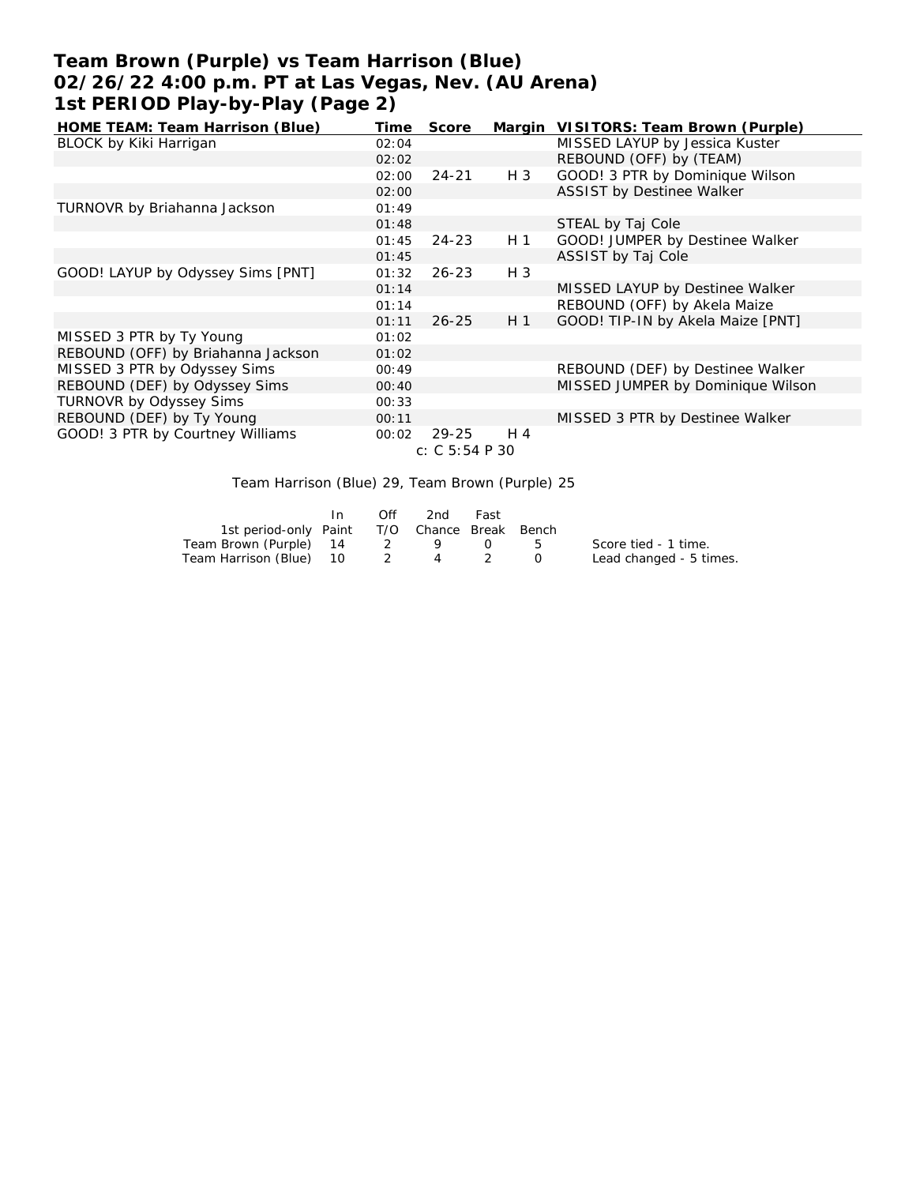# Team Brown (Purple) vs Team Harrison (Blue)
## 02/26/22 4:00 p.m. PT at Las Vegas, Nev. (AU Arena)
## 1st PERIOD Play-by-Play (Page 2)

| HOME TEAM: Team Harrison (Blue) | Time | Score | Margin | VISITORS: Team Brown (Purple) |
|---|---|---|---|---|
| BLOCK by Kiki Harrigan | 02:04 | | | MISSED LAYUP by Jessica Kuster |
| | 02:02 | | | REBOUND (OFF) by (TEAM) |
| | 02:00 | 24-21 | H 3 | GOOD! 3 PTR by Dominique Wilson |
| | 02:00 | | | ASSIST by Destinee Walker |
| TURNOVR by Briahanna Jackson | 01:49 | | | |
| | 01:48 | | | STEAL by Taj Cole |
| | 01:45 | 24-23 | H 1 | GOOD! JUMPER by Destinee Walker |
| | 01:45 | | | ASSIST by Taj Cole |
| GOOD! LAYUP by Odyssey Sims [PNT] | 01:32 | 26-23 | H 3 | |
| | 01:14 | | | MISSED LAYUP by Destinee Walker |
| | 01:14 | | | REBOUND (OFF) by Akela Maize |
| | 01:11 | 26-25 | H 1 | GOOD! TIP-IN by Akela Maize [PNT] |
| MISSED 3 PTR by Ty Young | 01:02 | | | |
| REBOUND (OFF) by Briahanna Jackson | 01:02 | | | |
| MISSED 3 PTR by Odyssey Sims | 00:49 | | | REBOUND (DEF) by Destinee Walker |
| REBOUND (DEF) by Odyssey Sims | 00:40 | | | MISSED JUMPER by Dominique Wilson |
| TURNOVR by Odyssey Sims | 00:33 | | | |
| REBOUND (DEF) by Ty Young | 00:11 | | | MISSED 3 PTR by Destinee Walker |
| GOOD! 3 PTR by Courtney Williams | 00:02 | 29-25 | H 4 | |

c: C 5:54 P 30

Team Harrison (Blue) 29, Team Brown (Purple) 25

| 1st period-only | In Paint | Off T/O | 2nd Chance | Fast Break | Bench |
|---|---|---|---|---|---|
| Team Brown (Purple) | 14 | 2 | 9 | 0 | 5 |
| Team Harrison (Blue) | 10 | 2 | 4 | 2 | 0 |

Score tied - 1 time.
Lead changed - 5 times.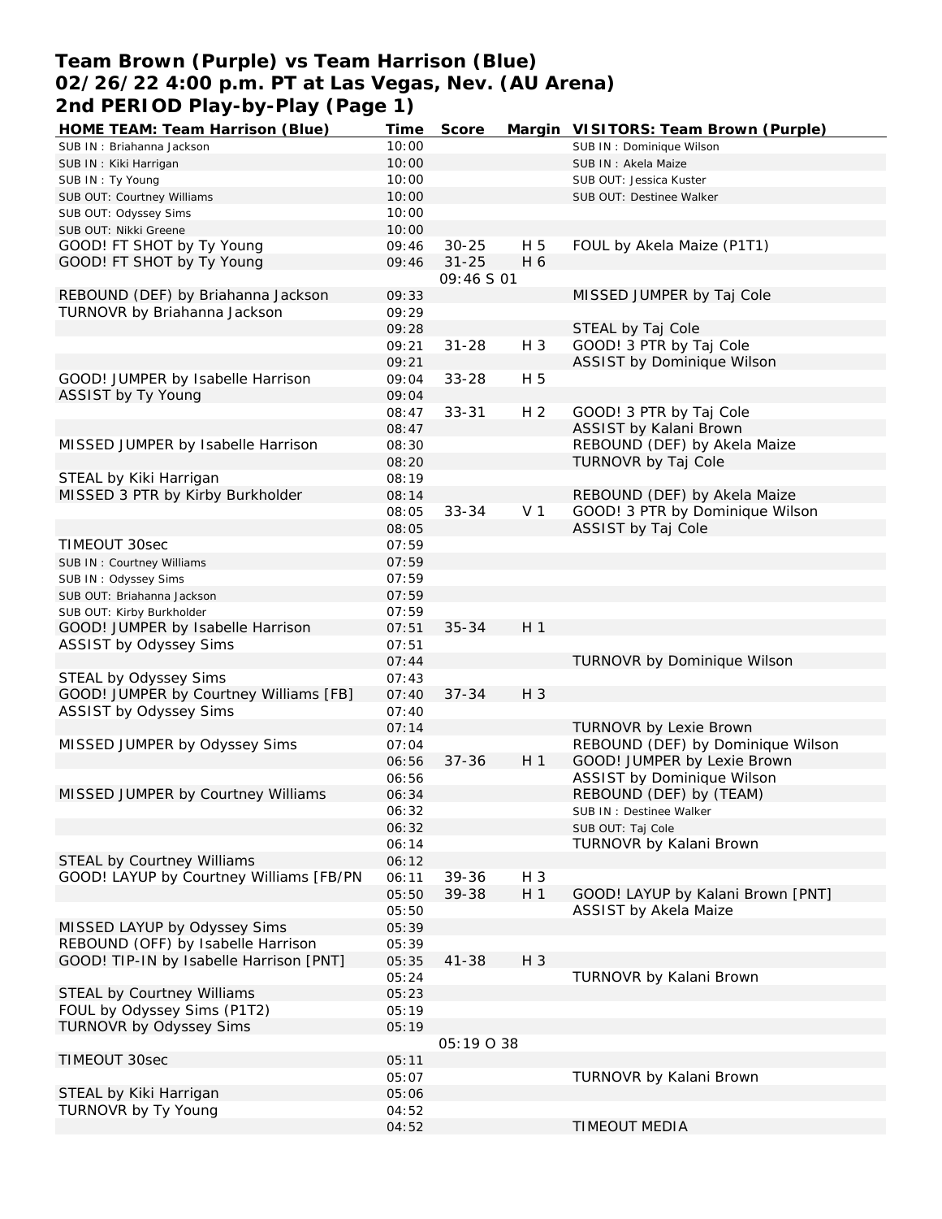**Team Brown (Purple) vs Team Harrison (Blue)**
**02/26/22 4:00 p.m. PT at Las Vegas, Nev. (AU Arena)**
**2nd PERIOD Play-by-Play (Page 1)**

| HOME TEAM: Team Harrison (Blue) | Time | Score | Margin | VISITORS: Team Brown (Purple) |
|---|---|---|---|---|
| SUB IN : Briahanna Jackson | 10:00 | | | SUB IN : Dominique Wilson |
| SUB IN : Kiki Harrigan | 10:00 | | | SUB IN : Akela Maize |
| SUB IN : Ty Young | 10:00 | | | SUB OUT: Jessica Kuster |
| SUB OUT: Courtney Williams | 10:00 | | | SUB OUT: Destinee Walker |
| SUB OUT: Odyssey Sims | 10:00 | | | |
| SUB OUT: Nikki Greene | 10:00 | | | |
| GOOD! FT SHOT by Ty Young | 09:46 | 30-25 | H 5 | FOUL by Akela Maize (P1T1) |
| GOOD! FT SHOT by Ty Young | 09:46 | 31-25 | H 6 | |
| | | 09:46 S 01 | | |
| REBOUND (DEF) by Briahanna Jackson | 09:33 | | | MISSED JUMPER by Taj Cole |
| TURNOVR by Briahanna Jackson | 09:29 | | | |
| | 09:28 | | | STEAL by Taj Cole |
| | 09:21 | 31-28 | H 3 | GOOD! 3 PTR by Taj Cole |
| | 09:21 | | | ASSIST by Dominique Wilson |
| GOOD! JUMPER by Isabelle Harrison | 09:04 | 33-28 | H 5 | |
| ASSIST by Ty Young | 09:04 | | | |
| | 08:47 | 33-31 | H 2 | GOOD! 3 PTR by Taj Cole |
| | 08:47 | | | ASSIST by Kalani Brown |
| MISSED JUMPER by Isabelle Harrison | 08:30 | | | REBOUND (DEF) by Akela Maize |
| | 08:20 | | | TURNOVR by Taj Cole |
| STEAL by Kiki Harrigan | 08:19 | | | |
| MISSED 3 PTR by Kirby Burkholder | 08:14 | | | REBOUND (DEF) by Akela Maize |
| | 08:05 | 33-34 | V 1 | GOOD! 3 PTR by Dominique Wilson |
| | 08:05 | | | ASSIST by Taj Cole |
| TIMEOUT 30sec | 07:59 | | | |
| SUB IN : Courtney Williams | 07:59 | | | |
| SUB IN : Odyssey Sims | 07:59 | | | |
| SUB OUT: Briahanna Jackson | 07:59 | | | |
| SUB OUT: Kirby Burkholder | 07:59 | | | |
| GOOD! JUMPER by Isabelle Harrison | 07:51 | 35-34 | H 1 | |
| ASSIST by Odyssey Sims | 07:51 | | | |
| | 07:44 | | | TURNOVR by Dominique Wilson |
| STEAL by Odyssey Sims | 07:43 | | | |
| GOOD! JUMPER by Courtney Williams [FB] | 07:40 | 37-34 | H 3 | |
| ASSIST by Odyssey Sims | 07:40 | | | |
| | 07:14 | | | TURNOVR by Lexie Brown |
| MISSED JUMPER by Odyssey Sims | 07:04 | | | REBOUND (DEF) by Dominique Wilson |
| | 06:56 | 37-36 | H 1 | GOOD! JUMPER by Lexie Brown |
| | 06:56 | | | ASSIST by Dominique Wilson |
| MISSED JUMPER by Courtney Williams | 06:34 | | | REBOUND (DEF) by (TEAM) |
| | 06:32 | | | SUB IN : Destinee Walker |
| | 06:32 | | | SUB OUT: Taj Cole |
| | 06:14 | | | TURNOVR by Kalani Brown |
| STEAL by Courtney Williams | 06:12 | | | |
| GOOD! LAYUP by Courtney Williams [FB/PN | 06:11 | 39-36 | H 3 | |
| | 05:50 | 39-38 | H 1 | GOOD! LAYUP by Kalani Brown [PNT] |
| | 05:50 | | | ASSIST by Akela Maize |
| MISSED LAYUP by Odyssey Sims | 05:39 | | | |
| REBOUND (OFF) by Isabelle Harrison | 05:39 | | | |
| GOOD! TIP-IN by Isabelle Harrison [PNT] | 05:35 | 41-38 | H 3 | |
| | 05:24 | | | TURNOVR by Kalani Brown |
| STEAL by Courtney Williams | 05:23 | | | |
| FOUL by Odyssey Sims (P1T2) | 05:19 | | | |
| TURNOVR by Odyssey Sims | 05:19 | | | |
| | | 05:19 O 38 | | |
| TIMEOUT 30sec | 05:11 | | | |
| | 05:07 | | | TURNOVR by Kalani Brown |
| STEAL by Kiki Harrigan | 05:06 | | | |
| TURNOVR by Ty Young | 04:52 | | | |
| | 04:52 | | | TIMEOUT MEDIA |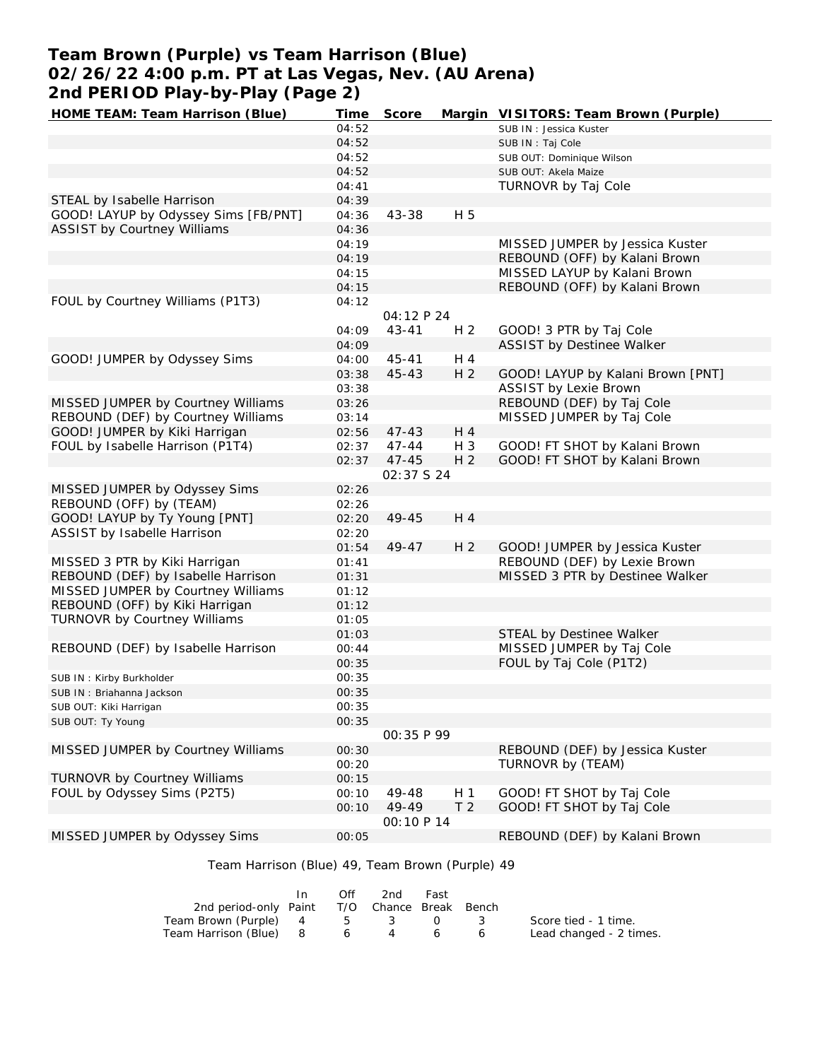# Team Brown (Purple) vs Team Harrison (Blue)
## 02/26/22 4:00 p.m. PT at Las Vegas, Nev. (AU Arena)
## 2nd PERIOD Play-by-Play (Page 2)

| HOME TEAM: Team Harrison (Blue) | Time | Score | Margin | VISITORS: Team Brown (Purple) |
|---|---|---|---|---|
| | 04:52 | | | SUB IN : Jessica Kuster |
| | 04:52 | | | SUB IN : Taj Cole |
| | 04:52 | | | SUB OUT: Dominique Wilson |
| | 04:52 | | | SUB OUT: Akela Maize |
| | 04:41 | | | TURNOVR by Taj Cole |
| STEAL by Isabelle Harrison | 04:39 | | | |
| GOOD! LAYUP by Odyssey Sims [FB/PNT] | 04:36 | 43-38 | H 5 | |
| ASSIST by Courtney Williams | 04:36 | | | |
| | 04:19 | | | MISSED JUMPER by Jessica Kuster |
| | 04:19 | | | REBOUND (OFF) by Kalani Brown |
| | 04:15 | | | MISSED LAYUP by Kalani Brown |
| | 04:15 | | | REBOUND (OFF) by Kalani Brown |
| FOUL by Courtney Williams (P1T3) | 04:12 | | | |
| | | 04:12 P 24 | | |
| | 04:09 | 43-41 | H 2 | GOOD! 3 PTR by Taj Cole |
| | 04:09 | | | ASSIST by Destinee Walker |
| GOOD! JUMPER by Odyssey Sims | 04:00 | 45-41 | H 4 | |
| | 03:38 | 45-43 | H 2 | GOOD! LAYUP by Kalani Brown [PNT] |
| | 03:38 | | | ASSIST by Lexie Brown |
| MISSED JUMPER by Courtney Williams | 03:26 | | | REBOUND (DEF) by Taj Cole |
| REBOUND (DEF) by Courtney Williams | 03:14 | | | MISSED JUMPER by Taj Cole |
| GOOD! JUMPER by Kiki Harrigan | 02:56 | 47-43 | H 4 | |
| FOUL by Isabelle Harrison (P1T4) | 02:37 | 47-44 | H 3 | GOOD! FT SHOT by Kalani Brown |
| | 02:37 | 47-45 | H 2 | GOOD! FT SHOT by Kalani Brown |
| | | 02:37 S 24 | | |
| MISSED JUMPER by Odyssey Sims | 02:26 | | | |
| REBOUND (OFF) by (TEAM) | 02:26 | | | |
| GOOD! LAYUP by Ty Young [PNT] | 02:20 | 49-45 | H 4 | |
| ASSIST by Isabelle Harrison | 02:20 | | | |
| | 01:54 | 49-47 | H 2 | GOOD! JUMPER by Jessica Kuster |
| MISSED 3 PTR by Kiki Harrigan | 01:41 | | | REBOUND (DEF) by Lexie Brown |
| REBOUND (DEF) by Isabelle Harrison | 01:31 | | | MISSED 3 PTR by Destinee Walker |
| MISSED JUMPER by Courtney Williams | 01:12 | | | |
| REBOUND (OFF) by Kiki Harrigan | 01:12 | | | |
| TURNOVR by Courtney Williams | 01:05 | | | |
| | 01:03 | | | STEAL by Destinee Walker |
| REBOUND (DEF) by Isabelle Harrison | 00:44 | | | MISSED JUMPER by Taj Cole |
| | 00:35 | | | FOUL by Taj Cole (P1T2) |
| SUB IN : Kirby Burkholder | 00:35 | | | |
| SUB IN : Briahanna Jackson | 00:35 | | | |
| SUB OUT: Kiki Harrigan | 00:35 | | | |
| SUB OUT: Ty Young | 00:35 | | | |
| | | 00:35 P 99 | | |
| MISSED JUMPER by Courtney Williams | 00:30 | | | REBOUND (DEF) by Jessica Kuster |
| | 00:20 | | | TURNOVR by (TEAM) |
| TURNOVR by Courtney Williams | 00:15 | | | |
| FOUL by Odyssey Sims (P2T5) | 00:10 | 49-48 | H 1 | GOOD! FT SHOT by Taj Cole |
| | 00:10 | 49-49 | T 2 | GOOD! FT SHOT by Taj Cole |
| | | 00:10 P 14 | | |
| MISSED JUMPER by Odyssey Sims | 00:05 | | | REBOUND (DEF) by Kalani Brown |

Team Harrison (Blue) 49, Team Brown (Purple) 49

| 2nd period-only | In Paint | Off T/O | 2nd Chance | Fast Break | Bench | |
|---|---|---|---|---|---|---|
| Team Brown (Purple) | 4 | 5 | 3 | 0 | 3 | Score tied - 1 time. |
| Team Harrison (Blue) | 8 | 6 | 4 | 6 | 6 | Lead changed - 2 times. |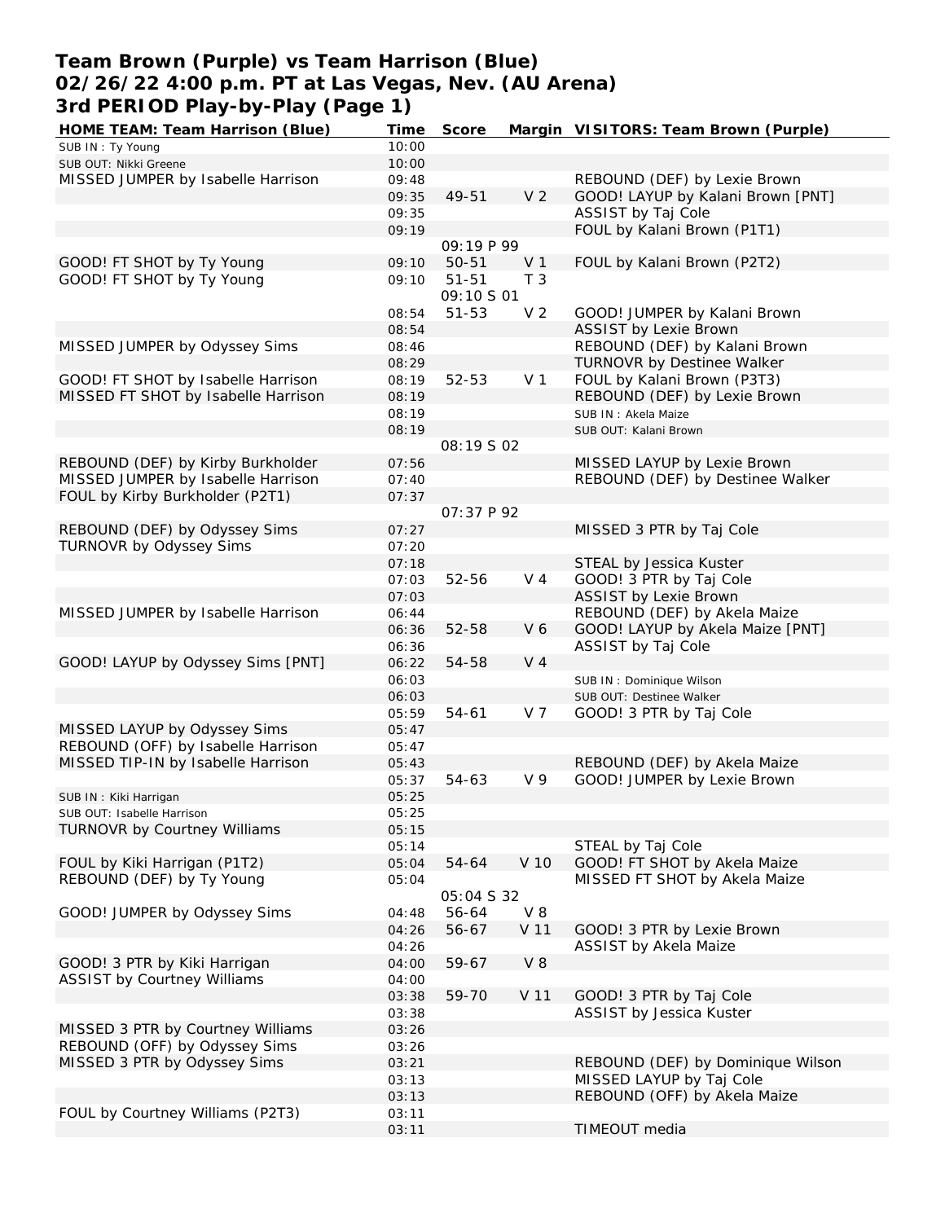# Team Brown (Purple) vs Team Harrison (Blue)
## 02/26/22 4:00 p.m. PT at Las Vegas, Nev. (AU Arena)
## 3rd PERIOD Play-by-Play (Page 1)

| HOME TEAM: Team Harrison (Blue) | Time | Score | Margin | VISITORS: Team Brown (Purple) |
|---|---|---|---|---|
| SUB IN : Ty Young | 10:00 | | | |
| SUB OUT: Nikki Greene | 10:00 | | | |
| MISSED JUMPER by Isabelle Harrison | 09:48 | | | REBOUND (DEF) by Lexie Brown |
| | 09:35 | 49-51 | V 2 | GOOD! LAYUP by Kalani Brown [PNT] |
| | 09:35 | | | ASSIST by Taj Cole |
| | 09:19 | | | FOUL by Kalani Brown (P1T1) |
| | | 09:19 P 99 | | |
| GOOD! FT SHOT by Ty Young | 09:10 | 50-51 | V 1 | FOUL by Kalani Brown (P2T2) |
| GOOD! FT SHOT by Ty Young | 09:10 | 51-51 | T 3 | |
| | | 09:10 S 01 | | |
| | 08:54 | 51-53 | V 2 | GOOD! JUMPER by Kalani Brown |
| | 08:54 | | | ASSIST by Lexie Brown |
| MISSED JUMPER by Odyssey Sims | 08:46 | | | REBOUND (DEF) by Kalani Brown |
| | 08:29 | | | TURNOVR by Destinee Walker |
| GOOD! FT SHOT by Isabelle Harrison | 08:19 | 52-53 | V 1 | FOUL by Kalani Brown (P3T3) |
| MISSED FT SHOT by Isabelle Harrison | 08:19 | | | REBOUND (DEF) by Lexie Brown |
| | 08:19 | | | SUB IN : Akela Maize |
| | 08:19 | | | SUB OUT: Kalani Brown |
| | | 08:19 S 02 | | |
| REBOUND (DEF) by Kirby Burkholder | 07:56 | | | MISSED LAYUP by Lexie Brown |
| MISSED JUMPER by Isabelle Harrison | 07:40 | | | REBOUND (DEF) by Destinee Walker |
| FOUL by Kirby Burkholder (P2T1) | 07:37 | | | |
| | | 07:37 P 92 | | |
| REBOUND (DEF) by Odyssey Sims | 07:27 | | | MISSED 3 PTR by Taj Cole |
| TURNOVR by Odyssey Sims | 07:20 | | | |
| | 07:18 | | | STEAL by Jessica Kuster |
| | 07:03 | 52-56 | V 4 | GOOD! 3 PTR by Taj Cole |
| | 07:03 | | | ASSIST by Lexie Brown |
| MISSED JUMPER by Isabelle Harrison | 06:44 | | | REBOUND (DEF) by Akela Maize |
| | 06:36 | 52-58 | V 6 | GOOD! LAYUP by Akela Maize [PNT] |
| | 06:36 | | | ASSIST by Taj Cole |
| GOOD! LAYUP by Odyssey Sims [PNT] | 06:22 | 54-58 | V 4 | |
| | 06:03 | | | SUB IN : Dominique Wilson |
| | 06:03 | | | SUB OUT: Destinee Walker |
| | 05:59 | 54-61 | V 7 | GOOD! 3 PTR by Taj Cole |
| MISSED LAYUP by Odyssey Sims | 05:47 | | | |
| REBOUND (OFF) by Isabelle Harrison | 05:47 | | | |
| MISSED TIP-IN by Isabelle Harrison | 05:43 | | | REBOUND (DEF) by Akela Maize |
| | 05:37 | 54-63 | V 9 | GOOD! JUMPER by Lexie Brown |
| SUB IN : Kiki Harrigan | 05:25 | | | |
| SUB OUT: Isabelle Harrison | 05:25 | | | |
| TURNOVR by Courtney Williams | 05:15 | | | |
| | 05:14 | | | STEAL by Taj Cole |
| FOUL by Kiki Harrigan (P1T2) | 05:04 | 54-64 | V 10 | GOOD! FT SHOT by Akela Maize |
| REBOUND (DEF) by Ty Young | 05:04 | | | MISSED FT SHOT by Akela Maize |
| | | 05:04 S 32 | | |
| GOOD! JUMPER by Odyssey Sims | 04:48 | 56-64 | V 8 | |
| | 04:26 | 56-67 | V 11 | GOOD! 3 PTR by Lexie Brown |
| | 04:26 | | | ASSIST by Akela Maize |
| GOOD! 3 PTR by Kiki Harrigan | 04:00 | 59-67 | V 8 | |
| ASSIST by Courtney Williams | 04:00 | | | |
| | 03:38 | 59-70 | V 11 | GOOD! 3 PTR by Taj Cole |
| | 03:38 | | | ASSIST by Jessica Kuster |
| MISSED 3 PTR by Courtney Williams | 03:26 | | | |
| REBOUND (OFF) by Odyssey Sims | 03:26 | | | |
| MISSED 3 PTR by Odyssey Sims | 03:21 | | | REBOUND (DEF) by Dominique Wilson |
| | 03:13 | | | MISSED LAYUP by Taj Cole |
| | 03:13 | | | REBOUND (OFF) by Akela Maize |
| FOUL by Courtney Williams (P2T3) | 03:11 | | | |
| | 03:11 | | | TIMEOUT media |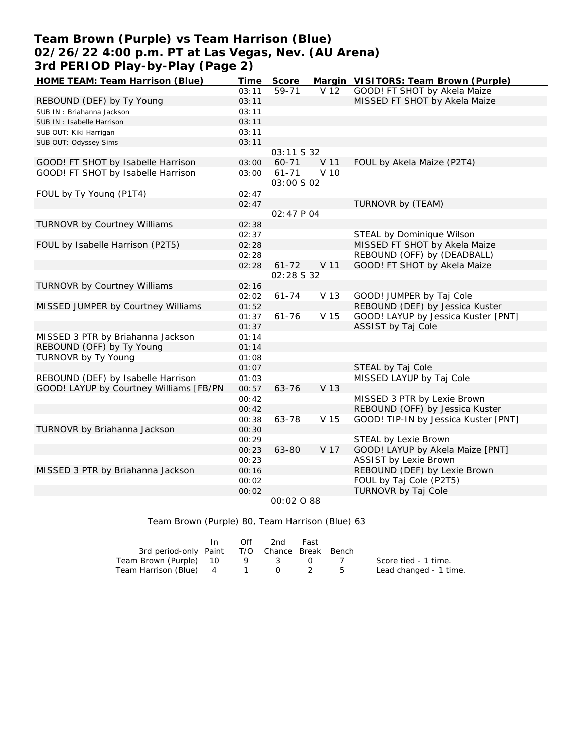# Team Brown (Purple) vs Team Harrison (Blue)
# 02/26/22 4:00 p.m. PT at Las Vegas, Nev. (AU Arena)
# 3rd PERIOD Play-by-Play (Page 2)

| HOME TEAM: Team Harrison (Blue) | Time | Score | Margin | VISITORS: Team Brown (Purple) |
|---|---|---|---|---|
| | 03:11 | 59-71 | V 12 | GOOD! FT SHOT by Akela Maize |
| REBOUND (DEF) by Ty Young | 03:11 | | | MISSED FT SHOT by Akela Maize |
| SUB IN : Briahanna Jackson | 03:11 | | | |
| SUB IN : Isabelle Harrison | 03:11 | | | |
| SUB OUT: Kiki Harrigan | 03:11 | | | |
| SUB OUT: Odyssey Sims | 03:11 | | | |
| | | 03:11 S 32 | | |
| GOOD! FT SHOT by Isabelle Harrison | 03:00 | 60-71 | V 11 | FOUL by Akela Maize (P2T4) |
| GOOD! FT SHOT by Isabelle Harrison | 03:00 | 61-71 | V 10 | |
| | | 03:00 S 02 | | |
| FOUL by Ty Young (P1T4) | 02:47 | | | |
| | 02:47 | | | TURNOVR by (TEAM) |
| | | 02:47 P 04 | | |
| TURNOVR by Courtney Williams | 02:38 | | | |
| | 02:37 | | | STEAL by Dominique Wilson |
| FOUL by Isabelle Harrison (P2T5) | 02:28 | | | MISSED FT SHOT by Akela Maize |
| | 02:28 | | | REBOUND (OFF) by (DEADBALL) |
| | 02:28 | 61-72 | V 11 | GOOD! FT SHOT by Akela Maize |
| | | 02:28 S 32 | | |
| TURNOVR by Courtney Williams | 02:16 | | | |
| | 02:02 | 61-74 | V 13 | GOOD! JUMPER by Taj Cole |
| MISSED JUMPER by Courtney Williams | 01:52 | | | REBOUND (DEF) by Jessica Kuster |
| | 01:37 | 61-76 | V 15 | GOOD! LAYUP by Jessica Kuster [PNT] |
| | 01:37 | | | ASSIST by Taj Cole |
| MISSED 3 PTR by Briahanna Jackson | 01:14 | | | |
| REBOUND (OFF) by Ty Young | 01:14 | | | |
| TURNOVR by Ty Young | 01:08 | | | |
| | 01:07 | | | STEAL by Taj Cole |
| REBOUND (DEF) by Isabelle Harrison | 01:03 | | | MISSED LAYUP by Taj Cole |
| GOOD! LAYUP by Courtney Williams [FB/PN | 00:57 | 63-76 | V 13 | |
| | 00:42 | | | MISSED 3 PTR by Lexie Brown |
| | 00:42 | | | REBOUND (OFF) by Jessica Kuster |
| | 00:38 | 63-78 | V 15 | GOOD! TIP-IN by Jessica Kuster [PNT] |
| TURNOVR by Briahanna Jackson | 00:30 | | | |
| | 00:29 | | | STEAL by Lexie Brown |
| | 00:23 | 63-80 | V 17 | GOOD! LAYUP by Akela Maize [PNT] |
| | 00:23 | | | ASSIST by Lexie Brown |
| MISSED 3 PTR by Briahanna Jackson | 00:16 | | | REBOUND (DEF) by Lexie Brown |
| | 00:02 | | | FOUL by Taj Cole (P2T5) |
| | 00:02 | | | TURNOVR by Taj Cole |
| | | 00:02 O 88 | | |

Team Brown (Purple) 80, Team Harrison (Blue) 63

| 3rd period-only | In Paint | Off T/O | 2nd Chance | Fast Break | Bench |
|---|---|---|---|---|---|
| Team Brown (Purple) | 10 | 9 | 3 | 0 | 7 |
| Team Harrison (Blue) | 4 | 1 | 0 | 2 | 5 |

Score tied - 1 time.
Lead changed - 1 time.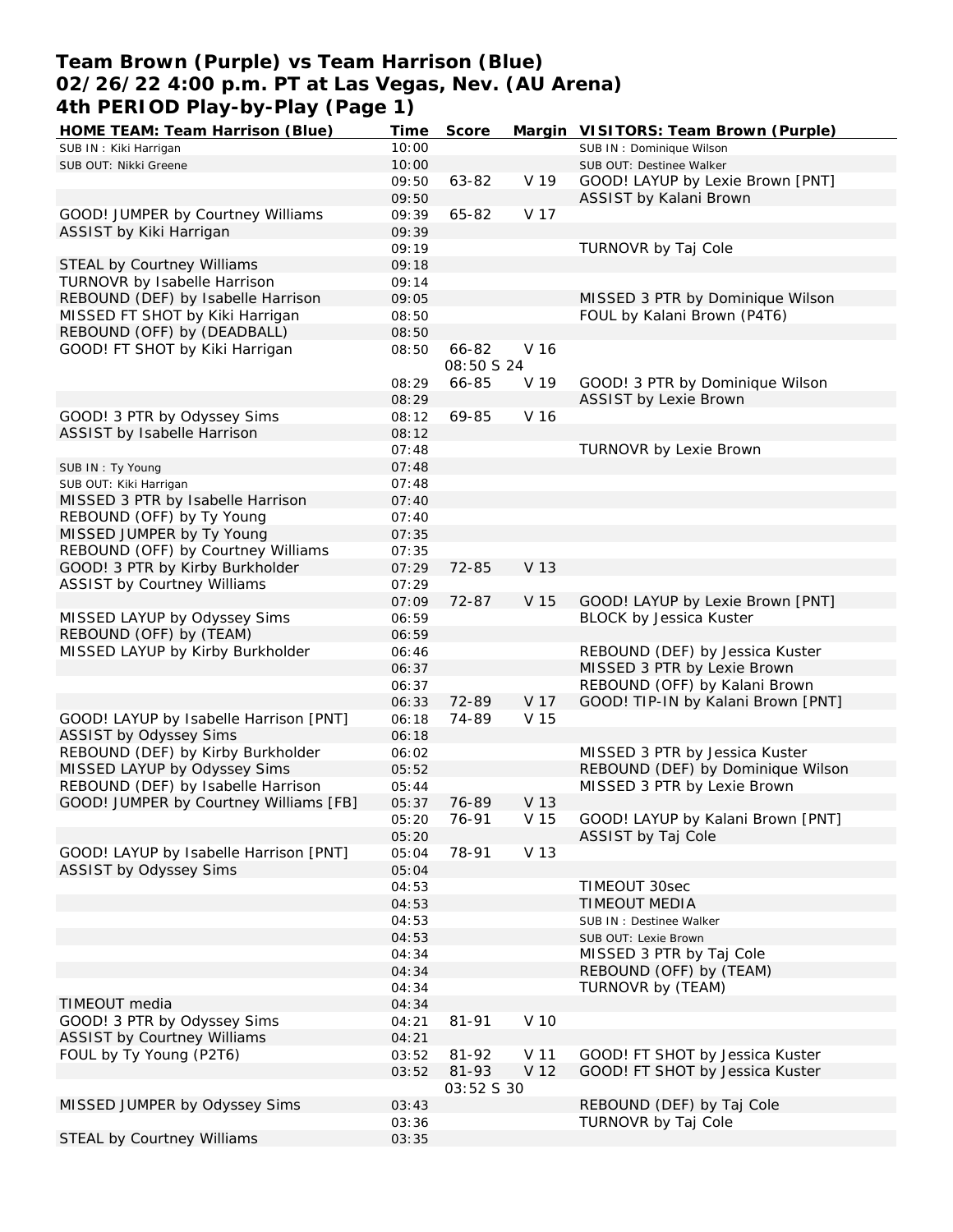# Team Brown (Purple) vs Team Harrison (Blue)
## 02/26/22 4:00 p.m. PT at Las Vegas, Nev. (AU Arena)
## 4th PERIOD Play-by-Play (Page 1)

| HOME TEAM: Team Harrison (Blue) | Time | Score | Margin | VISITORS: Team Brown (Purple) |
|---|---|---|---|---|
| SUB IN : Kiki Harrigan | 10:00 | | | SUB IN : Dominique Wilson |
| SUB OUT: Nikki Greene | 10:00 | | | SUB OUT: Destinee Walker |
| | 09:50 | 63-82 | V 19 | GOOD! LAYUP by Lexie Brown [PNT] |
| | 09:50 | | | ASSIST by Kalani Brown |
| GOOD! JUMPER by Courtney Williams | 09:39 | 65-82 | V 17 | |
| ASSIST by Kiki Harrigan | 09:39 | | | |
| | 09:19 | | | TURNOVR by Taj Cole |
| STEAL by Courtney Williams | 09:18 | | | |
| TURNOVR by Isabelle Harrison | 09:14 | | | |
| REBOUND (DEF) by Isabelle Harrison | 09:05 | | | MISSED 3 PTR by Dominique Wilson |
| MISSED FT SHOT by Kiki Harrigan | 08:50 | | | FOUL by Kalani Brown (P4T6) |
| REBOUND (OFF) by (DEADBALL) | 08:50 | | | |
| GOOD! FT SHOT by Kiki Harrigan | 08:50 | 66-82 | V 16 | |
| | | 08:50 S 24 | | |
| | 08:29 | 66-85 | V 19 | GOOD! 3 PTR by Dominique Wilson |
| | 08:29 | | | ASSIST by Lexie Brown |
| GOOD! 3 PTR by Odyssey Sims | 08:12 | 69-85 | V 16 | |
| ASSIST by Isabelle Harrison | 08:12 | | | |
| | 07:48 | | | TURNOVR by Lexie Brown |
| SUB IN : Ty Young | 07:48 | | | |
| SUB OUT: Kiki Harrigan | 07:48 | | | |
| MISSED 3 PTR by Isabelle Harrison | 07:40 | | | |
| REBOUND (OFF) by Ty Young | 07:40 | | | |
| MISSED JUMPER by Ty Young | 07:35 | | | |
| REBOUND (OFF) by Courtney Williams | 07:35 | | | |
| GOOD! 3 PTR by Kirby Burkholder | 07:29 | 72-85 | V 13 | |
| ASSIST by Courtney Williams | 07:29 | | | |
| | 07:09 | 72-87 | V 15 | GOOD! LAYUP by Lexie Brown [PNT] |
| MISSED LAYUP by Odyssey Sims | 06:59 | | | BLOCK by Jessica Kuster |
| REBOUND (OFF) by (TEAM) | 06:59 | | | |
| MISSED LAYUP by Kirby Burkholder | 06:46 | | | REBOUND (DEF) by Jessica Kuster |
| | 06:37 | | | MISSED 3 PTR by Lexie Brown |
| | 06:37 | | | REBOUND (OFF) by Kalani Brown |
| | 06:33 | 72-89 | V 17 | GOOD! TIP-IN by Kalani Brown [PNT] |
| GOOD! LAYUP by Isabelle Harrison [PNT] | 06:18 | 74-89 | V 15 | |
| ASSIST by Odyssey Sims | 06:18 | | | |
| REBOUND (DEF) by Kirby Burkholder | 06:02 | | | MISSED 3 PTR by Jessica Kuster |
| MISSED LAYUP by Odyssey Sims | 05:52 | | | REBOUND (DEF) by Dominique Wilson |
| REBOUND (DEF) by Isabelle Harrison | 05:44 | | | MISSED 3 PTR by Lexie Brown |
| GOOD! JUMPER by Courtney Williams [FB] | 05:37 | 76-89 | V 13 | |
| | 05:20 | 76-91 | V 15 | GOOD! LAYUP by Kalani Brown [PNT] |
| | 05:20 | | | ASSIST by Taj Cole |
| GOOD! LAYUP by Isabelle Harrison [PNT] | 05:04 | 78-91 | V 13 | |
| ASSIST by Odyssey Sims | 05:04 | | | |
| | 04:53 | | | TIMEOUT 30sec |
| | 04:53 | | | TIMEOUT MEDIA |
| | 04:53 | | | SUB IN : Destinee Walker |
| | 04:53 | | | SUB OUT: Lexie Brown |
| | 04:34 | | | MISSED 3 PTR by Taj Cole |
| | 04:34 | | | REBOUND (OFF) by (TEAM) |
| | 04:34 | | | TURNOVR by (TEAM) |
| TIMEOUT media | 04:34 | | | |
| GOOD! 3 PTR by Odyssey Sims | 04:21 | 81-91 | V 10 | |
| ASSIST by Courtney Williams | 04:21 | | | |
| FOUL by Ty Young (P2T6) | 03:52 | 81-92 | V 11 | GOOD! FT SHOT by Jessica Kuster |
| | 03:52 | 81-93 | V 12 | GOOD! FT SHOT by Jessica Kuster |
| | | 03:52 S 30 | | |
| MISSED JUMPER by Odyssey Sims | 03:43 | | | REBOUND (DEF) by Taj Cole |
| | 03:36 | | | TURNOVR by Taj Cole |
| STEAL by Courtney Williams | 03:35 | | | |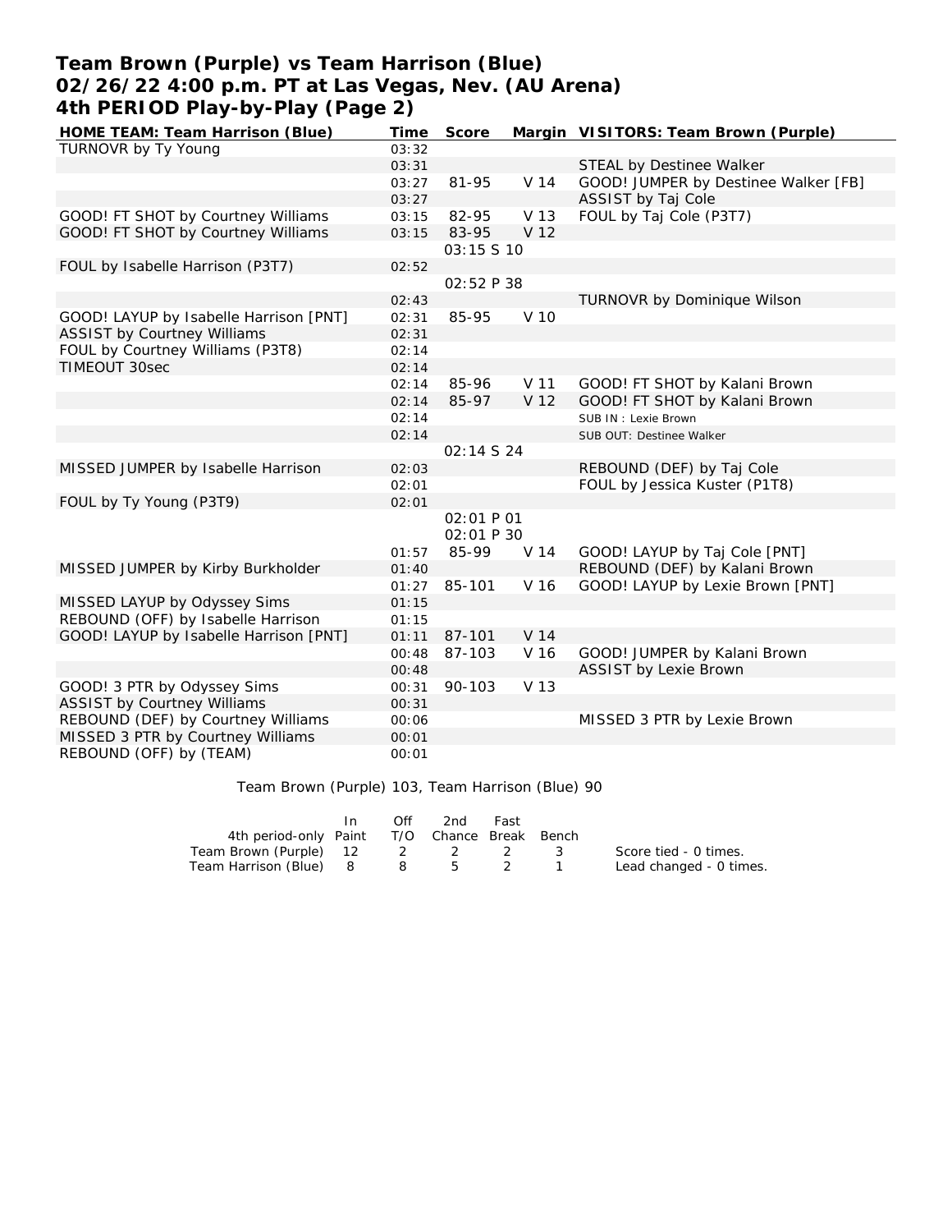# Team Brown (Purple) vs Team Harrison (Blue)
## 02/26/22 4:00 p.m. PT at Las Vegas, Nev. (AU Arena)
## 4th PERIOD Play-by-Play (Page 2)

| HOME TEAM: Team Harrison (Blue) | Time | Score | Margin | VISITORS: Team Brown (Purple) |
|---|---|---|---|---|
| TURNOVR by Ty Young | 03:32 | | | |
| | 03:31 | | | STEAL by Destinee Walker |
| | 03:27 | 81-95 | V 14 | GOOD! JUMPER by Destinee Walker [FB] |
| | 03:27 | | | ASSIST by Taj Cole |
| GOOD! FT SHOT by Courtney Williams | 03:15 | 82-95 | V 13 | FOUL by Taj Cole (P3T7) |
| GOOD! FT SHOT by Courtney Williams | 03:15 | 83-95 | V 12 | |
| | | 03:15 S 10 | | |
| FOUL by Isabelle Harrison (P3T7) | 02:52 | | | |
| | | 02:52 P 38 | | |
| | 02:43 | | | TURNOVR by Dominique Wilson |
| GOOD! LAYUP by Isabelle Harrison [PNT] | 02:31 | 85-95 | V 10 | |
| ASSIST by Courtney Williams | 02:31 | | | |
| FOUL by Courtney Williams (P3T8) | 02:14 | | | |
| TIMEOUT 30sec | 02:14 | | | |
| | 02:14 | 85-96 | V 11 | GOOD! FT SHOT by Kalani Brown |
| | 02:14 | 85-97 | V 12 | GOOD! FT SHOT by Kalani Brown |
| | 02:14 | | | SUB IN : Lexie Brown |
| | 02:14 | | | SUB OUT: Destinee Walker |
| | | 02:14 S 24 | | |
| MISSED JUMPER by Isabelle Harrison | 02:03 | | | REBOUND (DEF) by Taj Cole |
| | 02:01 | | | FOUL by Jessica Kuster (P1T8) |
| FOUL by Ty Young (P3T9) | 02:01 | | | |
| | | 02:01 P 01 | | |
| | | 02:01 P 30 | | |
| | 01:57 | 85-99 | V 14 | GOOD! LAYUP by Taj Cole [PNT] |
| MISSED JUMPER by Kirby Burkholder | 01:40 | | | REBOUND (DEF) by Kalani Brown |
| | 01:27 | 85-101 | V 16 | GOOD! LAYUP by Lexie Brown [PNT] |
| MISSED LAYUP by Odyssey Sims | 01:15 | | | |
| REBOUND (OFF) by Isabelle Harrison | 01:15 | | | |
| GOOD! LAYUP by Isabelle Harrison [PNT] | 01:11 | 87-101 | V 14 | |
| | 00:48 | 87-103 | V 16 | GOOD! JUMPER by Kalani Brown |
| | 00:48 | | | ASSIST by Lexie Brown |
| GOOD! 3 PTR by Odyssey Sims | 00:31 | 90-103 | V 13 | |
| ASSIST by Courtney Williams | 00:31 | | | |
| REBOUND (DEF) by Courtney Williams | 00:06 | | | MISSED 3 PTR by Lexie Brown |
| MISSED 3 PTR by Courtney Williams | 00:01 | | | |
| REBOUND (OFF) by (TEAM) | 00:01 | | | |

Team Brown (Purple) 103, Team Harrison (Blue) 90

| 4th period-only | In Paint | Off T/O | 2nd Chance | Fast Break | Bench |
|---|---|---|---|---|---|
| Team Brown (Purple) | 12 | 2 | 2 | 2 | 3 |
| Team Harrison (Blue) | 8 | 8 | 5 | 2 | 1 |

Score tied - 0 times.
Lead changed - 0 times.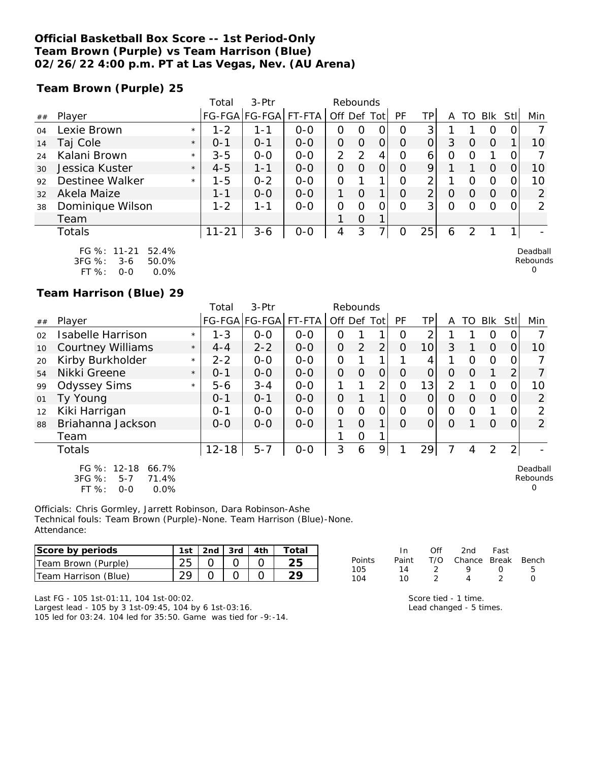**Official Basketball Box Score -- 1st Period-Only**
**Team Brown (Purple) vs Team Harrison (Blue)**
**02/26/22 4:00 p.m. PT at Las Vegas, Nev. (AU Arena)**

**Team Brown (Purple) 25**

| ## | Player | | Total FG-FGA | 3-Ptr FG-FGA | FT-FTA | Rebounds Off | Def | Tot | PF | TP | A | TO | Blk | Stl | Min |
|---|---|---|---|---|---|---|---|---|---|---|---|---|---|---|---|
| 04 | Lexie Brown | * | 1-2 | 1-1 | 0-0 | 0 | 0 | 0 | 0 | 3 | 1 | 1 | 0 | 0 | 7 |
| 14 | Taj Cole | * | 0-1 | 0-1 | 0-0 | 0 | 0 | 0 | 0 | 0 | 3 | 0 | 0 | 1 | 10 |
| 24 | Kalani Brown | * | 3-5 | 0-0 | 0-0 | 2 | 2 | 4 | 0 | 6 | 0 | 0 | 1 | 0 | 7 |
| 30 | Jessica Kuster | * | 4-5 | 1-1 | 0-0 | 0 | 0 | 0 | 0 | 9 | 1 | 1 | 0 | 0 | 10 |
| 92 | Destinee Walker | * | 1-5 | 0-2 | 0-0 | 0 | 1 | 1 | 0 | 2 | 1 | 0 | 0 | 0 | 10 |
| 32 | Akela Maize | | 1-1 | 0-0 | 0-0 | 1 | 0 | 1 | 0 | 2 | 0 | 0 | 0 | 0 | 2 |
| 38 | Dominique Wilson | | 1-2 | 1-1 | 0-0 | 0 | 0 | 0 | 0 | 3 | 0 | 0 | 0 | 0 | 2 |
| | Team | | | | | 1 | 0 | 1 | | | | | | | |
| | Totals | | 11-21 | 3-6 | 0-0 | 4 | 3 | 7 | 0 | 25 | 6 | 2 | 1 | 1 | - |

FG %: 11-21 52.4%
3FG %: 3-6 50.0%
FT %: 0-0 0.0%

Deadball Rebounds 0

**Team Harrison (Blue) 29**

| ## | Player | | Total FG-FGA | 3-Ptr FG-FGA | FT-FTA | Rebounds Off | Def | Tot | PF | TP | A | TO | Blk | Stl | Min |
|---|---|---|---|---|---|---|---|---|---|---|---|---|---|---|---|
| 02 | Isabelle Harrison | * | 1-3 | 0-0 | 0-0 | 0 | 1 | 1 | 0 | 2 | 1 | 1 | 0 | 0 | 7 |
| 10 | Courtney Williams | * | 4-4 | 2-2 | 0-0 | 0 | 2 | 2 | 0 | 10 | 3 | 1 | 0 | 0 | 10 |
| 20 | Kirby Burkholder | * | 2-2 | 0-0 | 0-0 | 0 | 1 | 1 | 1 | 4 | 1 | 0 | 0 | 0 | 7 |
| 54 | Nikki Greene | * | 0-1 | 0-0 | 0-0 | 0 | 0 | 0 | 0 | 0 | 0 | 0 | 1 | 2 | 7 |
| 99 | Odyssey Sims | * | 5-6 | 3-4 | 0-0 | 1 | 1 | 2 | 0 | 13 | 2 | 1 | 0 | 0 | 10 |
| 01 | Ty Young | | 0-1 | 0-1 | 0-0 | 0 | 1 | 1 | 0 | 0 | 0 | 0 | 0 | 0 | 2 |
| 12 | Kiki Harrigan | | 0-1 | 0-0 | 0-0 | 0 | 0 | 0 | 0 | 0 | 0 | 0 | 1 | 0 | 2 |
| 88 | Briahanna Jackson | | 0-0 | 0-0 | 0-0 | 1 | 0 | 1 | 0 | 0 | 0 | 1 | 0 | 0 | 2 |
| | Team | | | | | 1 | 0 | 1 | | | | | | | |
| | Totals | | 12-18 | 5-7 | 0-0 | 3 | 6 | 9 | 1 | 29 | 7 | 4 | 2 | 2 | - |

FG %: 12-18 66.7%
3FG %: 5-7 71.4%
FT %: 0-0 0.0%

Deadball Rebounds 0

Officials: Chris Gormley, Jarrett Robinson, Dara Robinson-Ashe
Technical fouls: Team Brown (Purple)-None. Team Harrison (Blue)-None.
Attendance:

| Score by periods | 1st | 2nd | 3rd | 4th | Total |
|---|---|---|---|---|---|
| Team Brown (Purple) | 25 | 0 | 0 | 0 | 25 |
| Team Harrison (Blue) | 29 | 0 | 0 | 0 | 29 |

| Points | In Paint | Off T/O | 2nd Chance | Fast Break | Bench |
|---|---|---|---|---|---|
| 105 | 14 | 2 | 9 | 0 | 5 |
| 104 | 10 | 2 | 4 | 2 | 0 |

Last FG - 105 1st-01:11, 104 1st-00:02.
Largest lead - 105 by 3 1st-09:45, 104 by 6 1st-03:16.
105 led for 03:24. 104 led for 35:50. Game was tied for -9:-14.

Score tied - 1 time.
Lead changed - 5 times.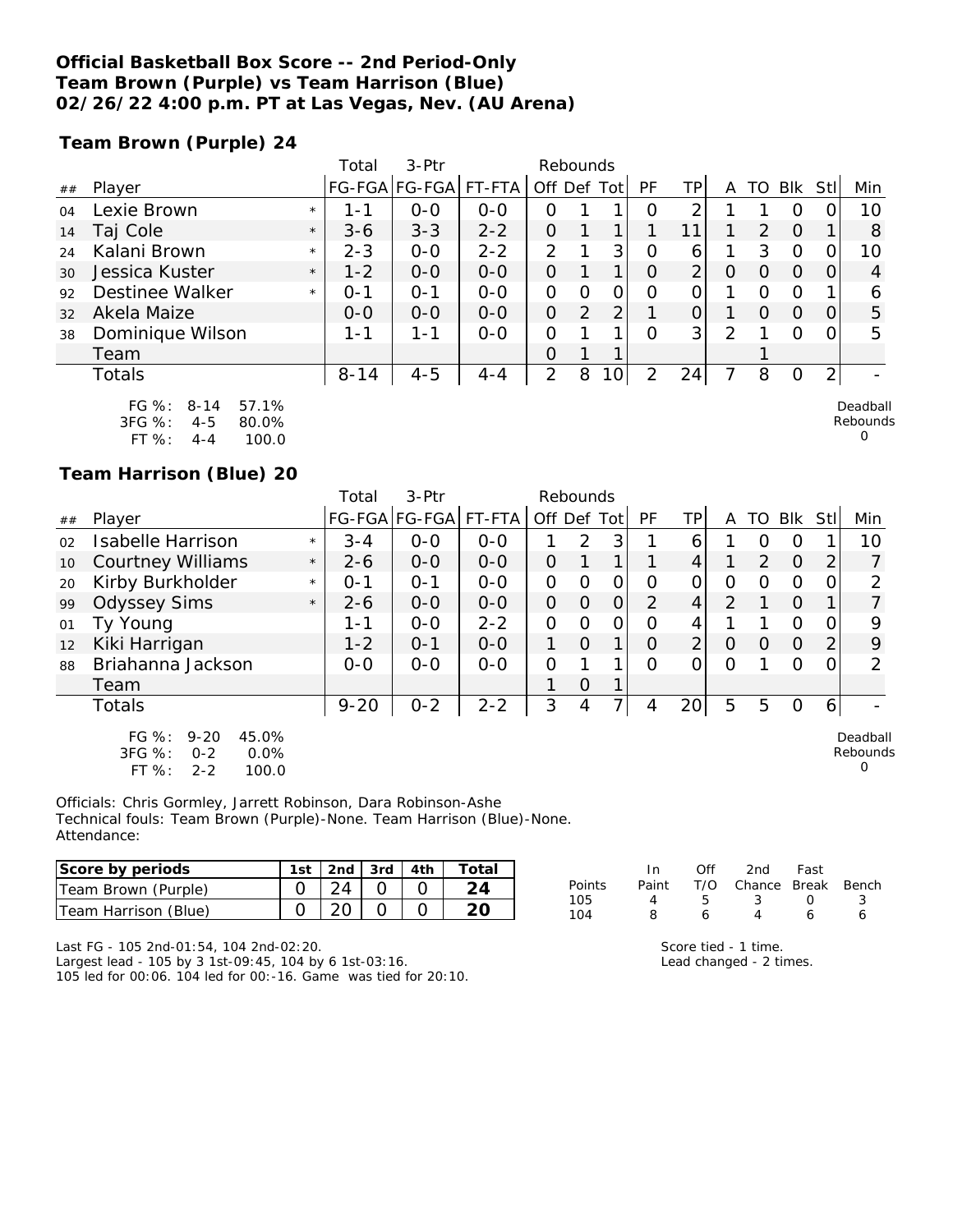**Official Basketball Box Score -- 2nd Period-Only**
**Team Brown (Purple) vs Team Harrison (Blue)**
**02/26/22 4:00 p.m. PT at Las Vegas, Nev. (AU Arena)**

**Team Brown (Purple) 24**

| ## | Player | | Total FG-FGA | 3-Ptr FG-FGA | FT-FTA | Rebounds Off | Def | Tot | PF | TP | A | TO | Blk | Stl | Min |
|---|---|---|---|---|---|---|---|---|---|---|---|---|---|---|---|
| 04 | Lexie Brown | * | 1-1 | 0-0 | 0-0 | 0 | 1 | 1 | 0 | 2 | 1 | 1 | 0 | 0 | 10 |
| 14 | Taj Cole | * | 3-6 | 3-3 | 2-2 | 0 | 1 | 1 | 1 | 11 | 1 | 2 | 0 | 1 | 8 |
| 24 | Kalani Brown | * | 2-3 | 0-0 | 2-2 | 2 | 1 | 3 | 0 | 6 | 1 | 3 | 0 | 0 | 10 |
| 30 | Jessica Kuster | * | 1-2 | 0-0 | 0-0 | 0 | 1 | 1 | 0 | 2 | 0 | 0 | 0 | 0 | 4 |
| 92 | Destinee Walker | * | 0-1 | 0-1 | 0-0 | 0 | 0 | 0 | 0 | 0 | 1 | 0 | 0 | 1 | 6 |
| 32 | Akela Maize | | 0-0 | 0-0 | 0-0 | 0 | 2 | 2 | 1 | 0 | 1 | 0 | 0 | 0 | 5 |
| 38 | Dominique Wilson | | 1-1 | 1-1 | 0-0 | 0 | 1 | 1 | 0 | 3 | 2 | 1 | 0 | 0 | 5 |
| | Team | | | | | 0 | 1 | 1 | | | | 1 | | | |
| | Totals | | 8-14 | 4-5 | 4-4 | 2 | 8 | 10 | 2 | 24 | 7 | 8 | 0 | 2 | - |

FG %: 8-14 57.1%
3FG %: 4-5 80.0%
FT %: 4-4 100.0

Deadball Rebounds 0

**Team Harrison (Blue) 20**

| ## | Player | | Total FG-FGA | 3-Ptr FG-FGA | FT-FTA | Rebounds Off | Def | Tot | PF | TP | A | TO | Blk | Stl | Min |
|---|---|---|---|---|---|---|---|---|---|---|---|---|---|---|---|
| 02 | Isabelle Harrison | * | 3-4 | 0-0 | 0-0 | 1 | 2 | 3 | 1 | 6 | 1 | 0 | 0 | 1 | 10 |
| 10 | Courtney Williams | * | 2-6 | 0-0 | 0-0 | 0 | 1 | 1 | 1 | 4 | 1 | 2 | 0 | 2 | 7 |
| 20 | Kirby Burkholder | * | 0-1 | 0-1 | 0-0 | 0 | 0 | 0 | 0 | 0 | 0 | 0 | 0 | 0 | 2 |
| 99 | Odyssey Sims | * | 2-6 | 0-0 | 0-0 | 0 | 0 | 0 | 2 | 4 | 2 | 1 | 0 | 1 | 7 |
| 01 | Ty Young | | 1-1 | 0-0 | 2-2 | 0 | 0 | 0 | 0 | 4 | 1 | 1 | 0 | 0 | 9 |
| 12 | Kiki Harrigan | | 1-2 | 0-1 | 0-0 | 1 | 0 | 1 | 0 | 2 | 0 | 0 | 0 | 2 | 9 |
| 88 | Briahanna Jackson | | 0-0 | 0-0 | 0-0 | 0 | 1 | 1 | 0 | 0 | 0 | 1 | 0 | 0 | 2 |
| | Team | | | | | 1 | 0 | 1 | | | | | | | |
| | Totals | | 9-20 | 0-2 | 2-2 | 3 | 4 | 7 | 4 | 20 | 5 | 5 | 0 | 6 | - |

FG %: 9-20 45.0%
3FG %: 0-2 0.0%
FT %: 2-2 100.0

Deadball Rebounds 0

Officials: Chris Gormley, Jarrett Robinson, Dara Robinson-Ashe
Technical fouls: Team Brown (Purple)-None. Team Harrison (Blue)-None.
Attendance:

| Score by periods | 1st | 2nd | 3rd | 4th | Total |
|---|---|---|---|---|---|
| Team Brown (Purple) | 0 | 24 | 0 | 0 | 24 |
| Team Harrison (Blue) | 0 | 20 | 0 | 0 | 20 |

| Points | In Paint | Off T/O | 2nd Chance | Fast Break | Bench |
|---|---|---|---|---|---|
| 105 | 4 | 5 | 3 | 0 | 3 |
| 104 | 8 | 6 | 4 | 6 | 6 |

Last FG - 105 2nd-01:54, 104 2nd-02:20.
Largest lead - 105 by 3 1st-09:45, 104 by 6 1st-03:16.
105 led for 00:06. 104 led for 00:-16. Game was tied for 20:10.

Score tied - 1 time.
Lead changed - 2 times.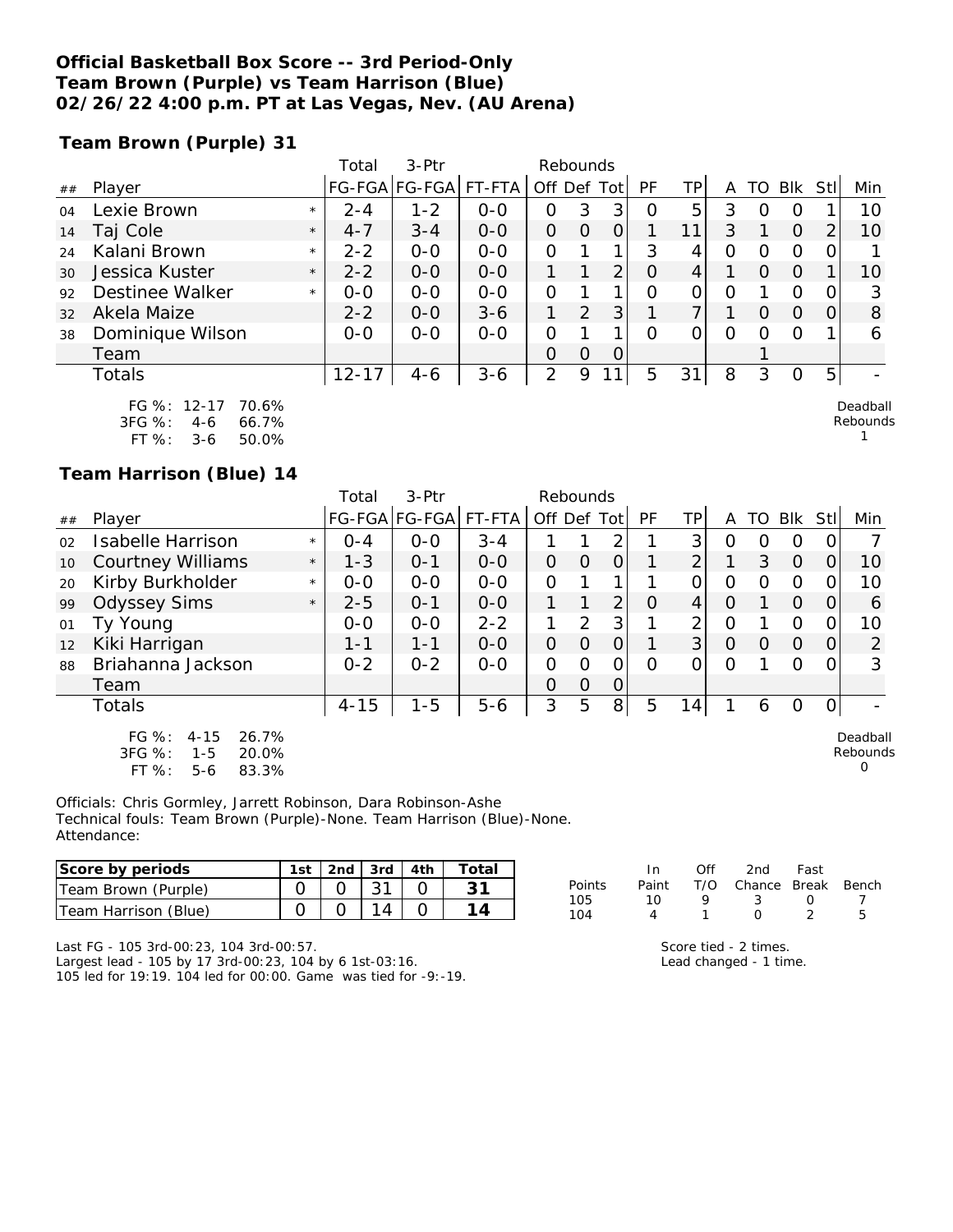**Official Basketball Box Score -- 3rd Period-Only**
**Team Brown (Purple) vs Team Harrison (Blue)**
**02/26/22 4:00 p.m. PT at Las Vegas, Nev. (AU Arena)**

**Team Brown (Purple) 31**

| ## | Player | | Total FG-FGA | 3-Ptr FG-FGA | FT-FTA | Rebounds Off | Def | Tot | PF | TP | A | TO | Blk | Stl | Min |
|---|---|---|---|---|---|---|---|---|---|---|---|---|---|---|---|
| 04 | Lexie Brown | * | 2-4 | 1-2 | 0-0 | 0 | 3 | 3 | 0 | 5 | 3 | 0 | 0 | 1 | 10 |
| 14 | Taj Cole | * | 4-7 | 3-4 | 0-0 | 0 | 0 | 0 | 1 | 11 | 3 | 1 | 0 | 2 | 10 |
| 24 | Kalani Brown | * | 2-2 | 0-0 | 0-0 | 0 | 1 | 1 | 3 | 4 | 0 | 0 | 0 | 0 | 1 |
| 30 | Jessica Kuster | * | 2-2 | 0-0 | 0-0 | 1 | 1 | 2 | 0 | 4 | 1 | 0 | 0 | 1 | 10 |
| 92 | Destinee Walker | * | 0-0 | 0-0 | 0-0 | 0 | 1 | 1 | 0 | 0 | 0 | 1 | 0 | 0 | 3 |
| 32 | Akela Maize | | 2-2 | 0-0 | 3-6 | 1 | 2 | 3 | 1 | 7 | 1 | 0 | 0 | 0 | 8 |
| 38 | Dominique Wilson | | 0-0 | 0-0 | 0-0 | 0 | 1 | 1 | 0 | 0 | 0 | 0 | 0 | 1 | 6 |
| | Team | | | | | 0 | 0 | 0 | | | | 1 | | | |
| | Totals | | 12-17 | 4-6 | 3-6 | 2 | 9 | 11 | 5 | 31 | 8 | 3 | 0 | 5 | - |

FG %: 12-17 70.6%
3FG %: 4-6 66.7%
FT %: 3-6 50.0%

Deadball Rebounds 1

**Team Harrison (Blue) 14**

| ## | Player | | Total FG-FGA | 3-Ptr FG-FGA | FT-FTA | Rebounds Off | Def | Tot | PF | TP | A | TO | Blk | Stl | Min |
|---|---|---|---|---|---|---|---|---|---|---|---|---|---|---|---|
| 02 | Isabelle Harrison | * | 0-4 | 0-0 | 3-4 | 1 | 1 | 2 | 1 | 3 | 0 | 0 | 0 | 0 | 7 |
| 10 | Courtney Williams | * | 1-3 | 0-1 | 0-0 | 0 | 0 | 0 | 1 | 2 | 1 | 3 | 0 | 0 | 10 |
| 20 | Kirby Burkholder | * | 0-0 | 0-0 | 0-0 | 0 | 1 | 1 | 1 | 0 | 0 | 0 | 0 | 0 | 10 |
| 99 | Odyssey Sims | * | 2-5 | 0-1 | 0-0 | 1 | 1 | 2 | 0 | 4 | 0 | 1 | 0 | 0 | 6 |
| 01 | Ty Young | | 0-0 | 0-0 | 2-2 | 1 | 2 | 3 | 1 | 2 | 0 | 1 | 0 | 0 | 10 |
| 12 | Kiki Harrigan | | 1-1 | 1-1 | 0-0 | 0 | 0 | 0 | 1 | 3 | 0 | 0 | 0 | 0 | 2 |
| 88 | Briahanna Jackson | | 0-2 | 0-2 | 0-0 | 0 | 0 | 0 | 0 | 0 | 0 | 1 | 0 | 0 | 3 |
| | Team | | | | | 0 | 0 | 0 | | | | | | | |
| | Totals | | 4-15 | 1-5 | 5-6 | 3 | 5 | 8 | 5 | 14 | 1 | 6 | 0 | 0 | - |

FG %: 4-15 26.7%
3FG %: 1-5 20.0%
FT %: 5-6 83.3%

Deadball Rebounds 0

Officials: Chris Gormley, Jarrett Robinson, Dara Robinson-Ashe
Technical fouls: Team Brown (Purple)-None. Team Harrison (Blue)-None.
Attendance:

| Score by periods | 1st | 2nd | 3rd | 4th | Total |
|---|---|---|---|---|---|
| Team Brown (Purple) | 0 | 0 | 31 | 0 | 31 |
| Team Harrison (Blue) | 0 | 0 | 14 | 0 | 14 |

| Points | In Paint | Off T/O | 2nd Chance | Fast Break | Bench |
|---|---|---|---|---|---|
| 105 | 10 | 9 | 3 | 0 | 7 |
| 104 | 4 | 1 | 0 | 2 | 5 |

Last FG - 105 3rd-00:23, 104 3rd-00:57.
Largest lead - 105 by 17 3rd-00:23, 104 by 6 1st-03:16.
105 led for 19:19. 104 led for 00:00. Game was tied for -9:-19.

Score tied - 2 times.
Lead changed - 1 time.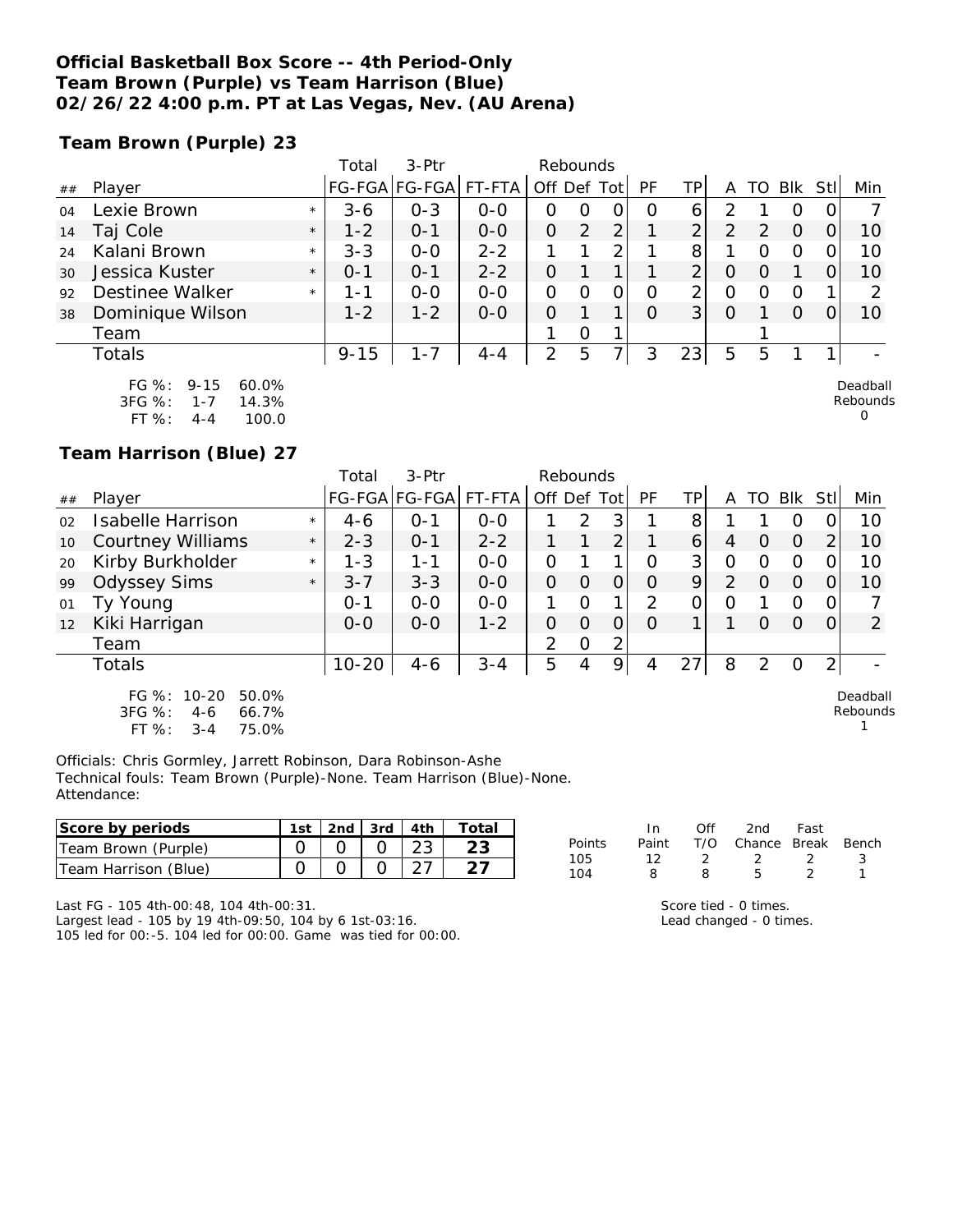**Official Basketball Box Score -- 4th Period-Only**
**Team Brown (Purple) vs Team Harrison (Blue)**
**02/26/22 4:00 p.m. PT at Las Vegas, Nev. (AU Arena)**

**Team Brown (Purple) 23**

| ## | Player | | Total FG-FGA | 3-Ptr FG-FGA | FT-FTA | Rebounds Off | Def | Tot | PF | TP | A | TO | Blk | Stl | Min |
|---|---|---|---|---|---|---|---|---|---|---|---|---|---|---|---|
| 04 | Lexie Brown | * | 3-6 | 0-3 | 0-0 | 0 | 0 | 0 | 0 | 6 | 2 | 1 | 0 | 0 | 7 |
| 14 | Taj Cole | * | 1-2 | 0-1 | 0-0 | 0 | 2 | 2 | 1 | 2 | 2 | 2 | 0 | 0 | 10 |
| 24 | Kalani Brown | * | 3-3 | 0-0 | 2-2 | 1 | 1 | 2 | 1 | 8 | 1 | 0 | 0 | 0 | 10 |
| 30 | Jessica Kuster | * | 0-1 | 0-1 | 2-2 | 0 | 1 | 1 | 1 | 2 | 0 | 0 | 1 | 0 | 10 |
| 92 | Destinee Walker | * | 1-1 | 0-0 | 0-0 | 0 | 0 | 0 | 0 | 2 | 0 | 0 | 0 | 1 | 2 |
| 38 | Dominique Wilson | | 1-2 | 1-2 | 0-0 | 0 | 1 | 1 | 0 | 3 | 0 | 1 | 0 | 0 | 10 |
| | Team | | | | | 1 | 0 | 1 | | | | 1 | | | |
| | Totals | | 9-15 | 1-7 | 4-4 | 2 | 5 | 7 | 3 | 23 | 5 | 5 | 1 | 1 | - |

FG %: 9-15 60.0%
3FG %: 1-7 14.3%
FT %: 4-4 100.0

Deadball Rebounds 0

**Team Harrison (Blue) 27**

| ## | Player | | Total FG-FGA | 3-Ptr FG-FGA | FT-FTA | Rebounds Off | Def | Tot | PF | TP | A | TO | Blk | Stl | Min |
|---|---|---|---|---|---|---|---|---|---|---|---|---|---|---|---|
| 02 | Isabelle Harrison | * | 4-6 | 0-1 | 0-0 | 1 | 2 | 3 | 1 | 8 | 1 | 1 | 0 | 0 | 10 |
| 10 | Courtney Williams | * | 2-3 | 0-1 | 2-2 | 1 | 1 | 2 | 1 | 6 | 4 | 0 | 0 | 2 | 10 |
| 20 | Kirby Burkholder | * | 1-3 | 1-1 | 0-0 | 0 | 1 | 1 | 0 | 3 | 0 | 0 | 0 | 0 | 10 |
| 99 | Odyssey Sims | * | 3-7 | 3-3 | 0-0 | 0 | 0 | 0 | 0 | 9 | 2 | 0 | 0 | 0 | 10 |
| 01 | Ty Young | | 0-1 | 0-0 | 0-0 | 1 | 0 | 1 | 2 | 0 | 0 | 1 | 0 | 0 | 7 |
| 12 | Kiki Harrigan | | 0-0 | 0-0 | 1-2 | 0 | 0 | 0 | 0 | 1 | 1 | 0 | 0 | 0 | 2 |
| | Team | | | | | 2 | 0 | 2 | | | | | | | |
| | Totals | | 10-20 | 4-6 | 3-4 | 5 | 4 | 9 | 4 | 27 | 8 | 2 | 0 | 2 | - |

FG %: 10-20 50.0%
3FG %: 4-6 66.7%
FT %: 3-4 75.0%

Deadball Rebounds 1

Officials: Chris Gormley, Jarrett Robinson, Dara Robinson-Ashe
Technical fouls: Team Brown (Purple)-None. Team Harrison (Blue)-None.
Attendance:

| Score by periods | 1st | 2nd | 3rd | 4th | Total |
|---|---|---|---|---|---|
| Team Brown (Purple) | 0 | 0 | 0 | 23 | 23 |
| Team Harrison (Blue) | 0 | 0 | 0 | 27 | 27 |

| Points | In Paint | Off T/O | 2nd Chance | Fast Break | Bench |
|---|---|---|---|---|---|
| 105 | 12 | 2 | 2 | 2 | 3 |
| 104 | 8 | 8 | 5 | 2 | 1 |

Last FG - 105 4th-00:48, 104 4th-00:31.
Largest lead - 105 by 19 4th-09:50, 104 by 6 1st-03:16.
105 led for 00:-5. 104 led for 00:00. Game was tied for 00:00.

Score tied - 0 times.
Lead changed - 0 times.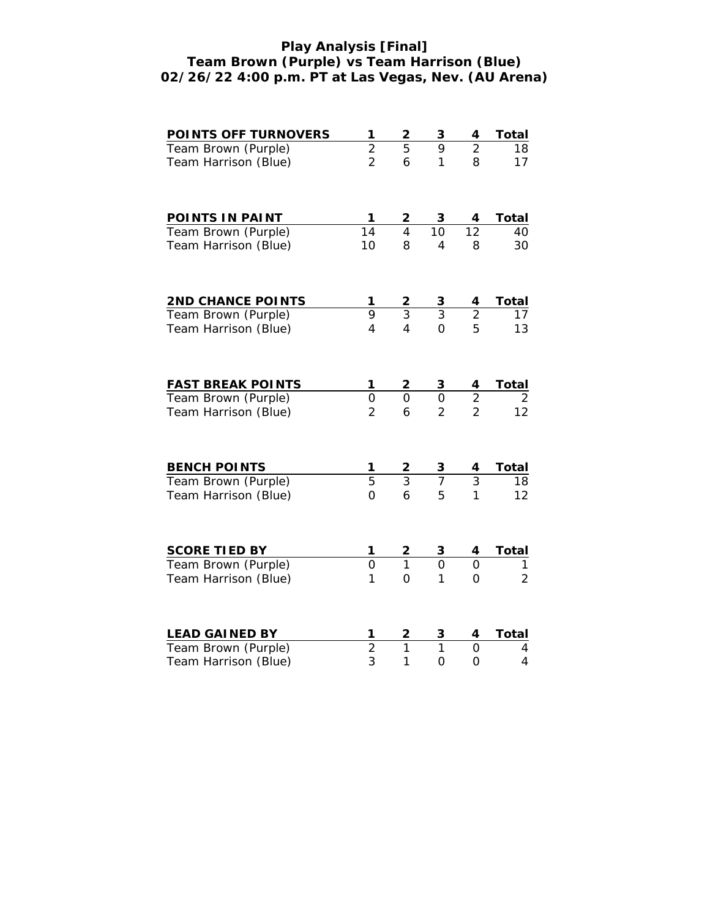# Play Analysis [Final]
## Team Brown (Purple) vs Team Harrison (Blue)
## 02/26/22 4:00 p.m. PT at Las Vegas, Nev. (AU Arena)

| POINTS OFF TURNOVERS | 1 | 2 | 3 | 4 | Total |
|---|---|---|---|---|---|
| Team Brown (Purple) | 2 | 5 | 9 | 2 | 18 |
| Team Harrison (Blue) | 2 | 6 | 1 | 8 | 17 |

| POINTS IN PAINT | 1 | 2 | 3 | 4 | Total |
|---|---|---|---|---|---|
| Team Brown (Purple) | 14 | 4 | 10 | 12 | 40 |
| Team Harrison (Blue) | 10 | 8 | 4 | 8 | 30 |

| 2ND CHANCE POINTS | 1 | 2 | 3 | 4 | Total |
|---|---|---|---|---|---|
| Team Brown (Purple) | 9 | 3 | 3 | 2 | 17 |
| Team Harrison (Blue) | 4 | 4 | 0 | 5 | 13 |

| FAST BREAK POINTS | 1 | 2 | 3 | 4 | Total |
|---|---|---|---|---|---|
| Team Brown (Purple) | 0 | 0 | 0 | 2 | 2 |
| Team Harrison (Blue) | 2 | 6 | 2 | 2 | 12 |

| BENCH POINTS | 1 | 2 | 3 | 4 | Total |
|---|---|---|---|---|---|
| Team Brown (Purple) | 5 | 3 | 7 | 3 | 18 |
| Team Harrison (Blue) | 0 | 6 | 5 | 1 | 12 |

| SCORE TIED BY | 1 | 2 | 3 | 4 | Total |
|---|---|---|---|---|---|
| Team Brown (Purple) | 0 | 1 | 0 | 0 | 1 |
| Team Harrison (Blue) | 1 | 0 | 1 | 0 | 2 |

| LEAD GAINED BY | 1 | 2 | 3 | 4 | Total |
|---|---|---|---|---|---|
| Team Brown (Purple) | 2 | 1 | 1 | 0 | 4 |
| Team Harrison (Blue) | 3 | 1 | 0 | 0 | 4 |